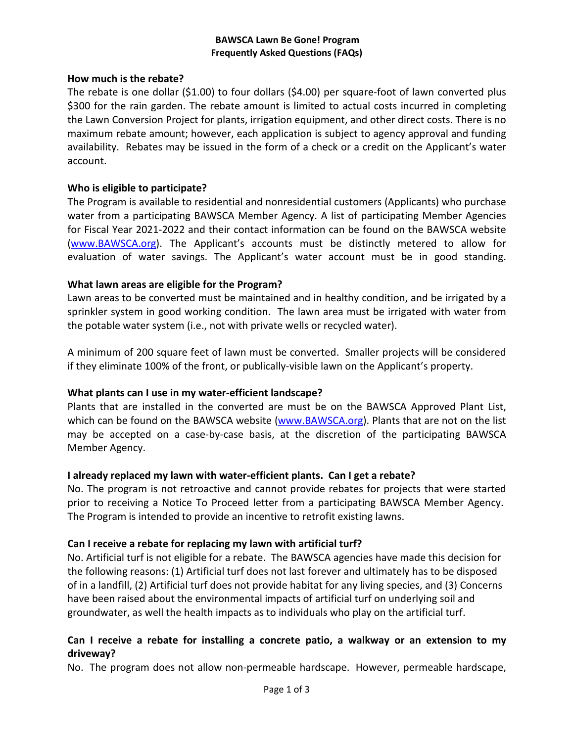# BAWSCA Lawn Be Gone! Program
## Frequently Asked Questions (FAQs)

**How much is the rebate?**

The rebate is one dollar ($1.00) to four dollars ($4.00) per square-foot of lawn converted plus $300 for the rain garden. The rebate amount is limited to actual costs incurred in completing the Lawn Conversion Project for plants, irrigation equipment, and other direct costs. There is no maximum rebate amount; however, each application is subject to agency approval and funding availability. Rebates may be issued in the form of a check or a credit on the Applicant's water account.

**Who is eligible to participate?**

The Program is available to residential and nonresidential customers (Applicants) who purchase water from a participating BAWSCA Member Agency. A list of participating Member Agencies for Fiscal Year 2021-2022 and their contact information can be found on the BAWSCA website (www.BAWSCA.org). The Applicant's accounts must be distinctly metered to allow for evaluation of water savings. The Applicant's water account must be in good standing.

**What lawn areas are eligible for the Program?**

Lawn areas to be converted must be maintained and in healthy condition, and be irrigated by a sprinkler system in good working condition. The lawn area must be irrigated with water from the potable water system (i.e., not with private wells or recycled water).

A minimum of 200 square feet of lawn must be converted. Smaller projects will be considered if they eliminate 100% of the front, or publically-visible lawn on the Applicant's property.

**What plants can I use in my water-efficient landscape?**

Plants that are installed in the converted are must be on the BAWSCA Approved Plant List, which can be found on the BAWSCA website (www.BAWSCA.org). Plants that are not on the list may be accepted on a case-by-case basis, at the discretion of the participating BAWSCA Member Agency.

**I already replaced my lawn with water-efficient plants. Can I get a rebate?**

No. The program is not retroactive and cannot provide rebates for projects that were started prior to receiving a Notice To Proceed letter from a participating BAWSCA Member Agency. The Program is intended to provide an incentive to retrofit existing lawns.

**Can I receive a rebate for replacing my lawn with artificial turf?**

No. Artificial turf is not eligible for a rebate. The BAWSCA agencies have made this decision for the following reasons: (1) Artificial turf does not last forever and ultimately has to be disposed of in a landfill, (2) Artificial turf does not provide habitat for any living species, and (3) Concerns have been raised about the environmental impacts of artificial turf on underlying soil and groundwater, as well the health impacts as to individuals who play on the artificial turf.

**Can I receive a rebate for installing a concrete patio, a walkway or an extension to my driveway?**

No. The program does not allow non-permeable hardscape. However, permeable hardscape,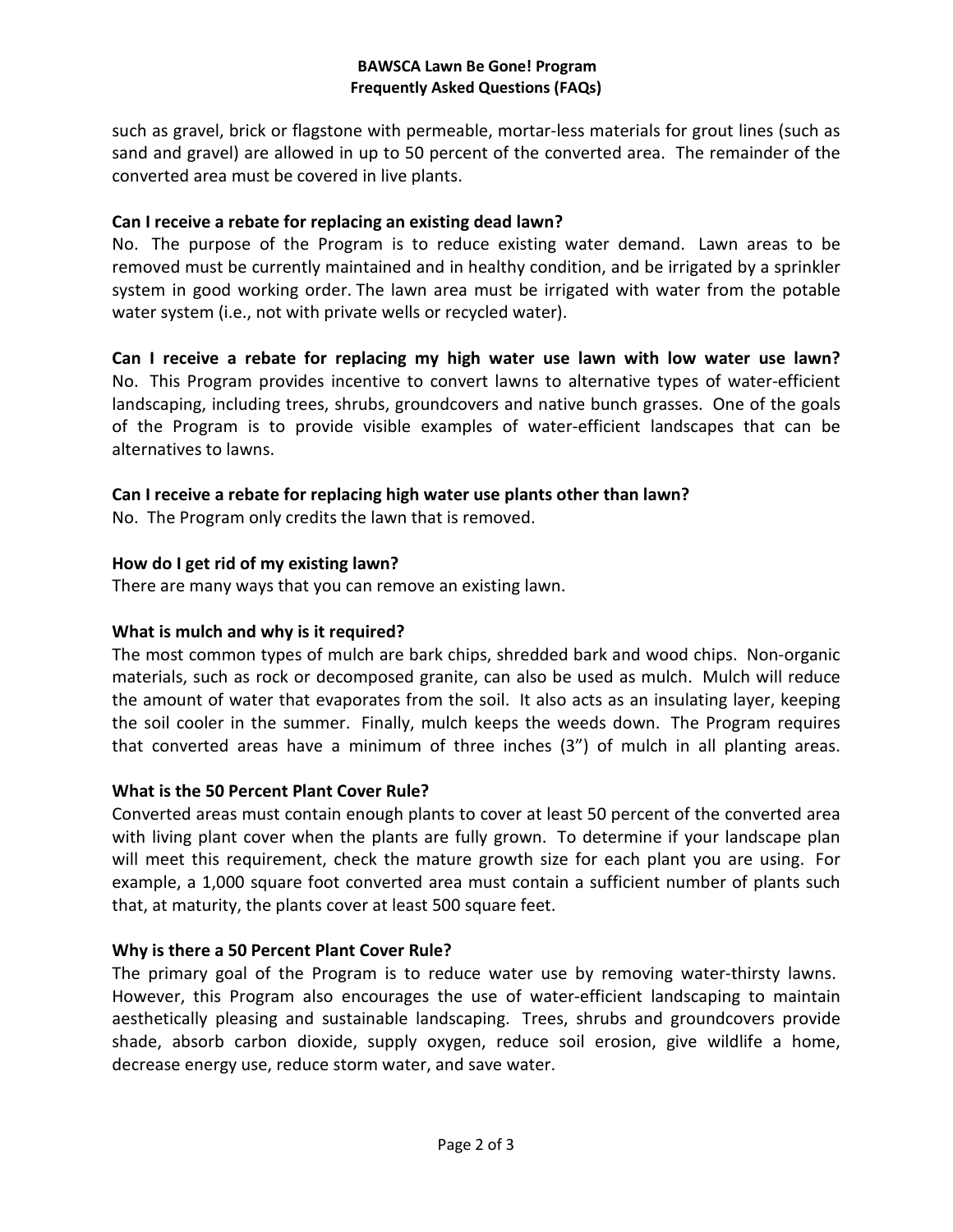such as gravel, brick or flagstone with permeable, mortar-less materials for grout lines (such as sand and gravel) are allowed in up to 50 percent of the converted area. The remainder of the converted area must be covered in live plants.

**Can I receive a rebate for replacing an existing dead lawn?**

No. The purpose of the Program is to reduce existing water demand. Lawn areas to be removed must be currently maintained and in healthy condition, and be irrigated by a sprinkler system in good working order. The lawn area must be irrigated with water from the potable water system (i.e., not with private wells or recycled water).

**Can I receive a rebate for replacing my high water use lawn with low water use lawn?**

No. This Program provides incentive to convert lawns to alternative types of water-efficient landscaping, including trees, shrubs, groundcovers and native bunch grasses. One of the goals of the Program is to provide visible examples of water-efficient landscapes that can be alternatives to lawns.

**Can I receive a rebate for replacing high water use plants other than lawn?**

No. The Program only credits the lawn that is removed.

**How do I get rid of my existing lawn?**

There are many ways that you can remove an existing lawn.

**What is mulch and why is it required?**

The most common types of mulch are bark chips, shredded bark and wood chips. Non-organic materials, such as rock or decomposed granite, can also be used as mulch. Mulch will reduce the amount of water that evaporates from the soil. It also acts as an insulating layer, keeping the soil cooler in the summer. Finally, mulch keeps the weeds down. The Program requires that converted areas have a minimum of three inches (3”) of mulch in all planting areas.

**What is the 50 Percent Plant Cover Rule?**

Converted areas must contain enough plants to cover at least 50 percent of the converted area with living plant cover when the plants are fully grown. To determine if your landscape plan will meet this requirement, check the mature growth size for each plant you are using. For example, a 1,000 square foot converted area must contain a sufficient number of plants such that, at maturity, the plants cover at least 500 square feet.

**Why is there a 50 Percent Plant Cover Rule?**

The primary goal of the Program is to reduce water use by removing water-thirsty lawns. However, this Program also encourages the use of water-efficient landscaping to maintain aesthetically pleasing and sustainable landscaping. Trees, shrubs and groundcovers provide shade, absorb carbon dioxide, supply oxygen, reduce soil erosion, give wildlife a home, decrease energy use, reduce storm water, and save water.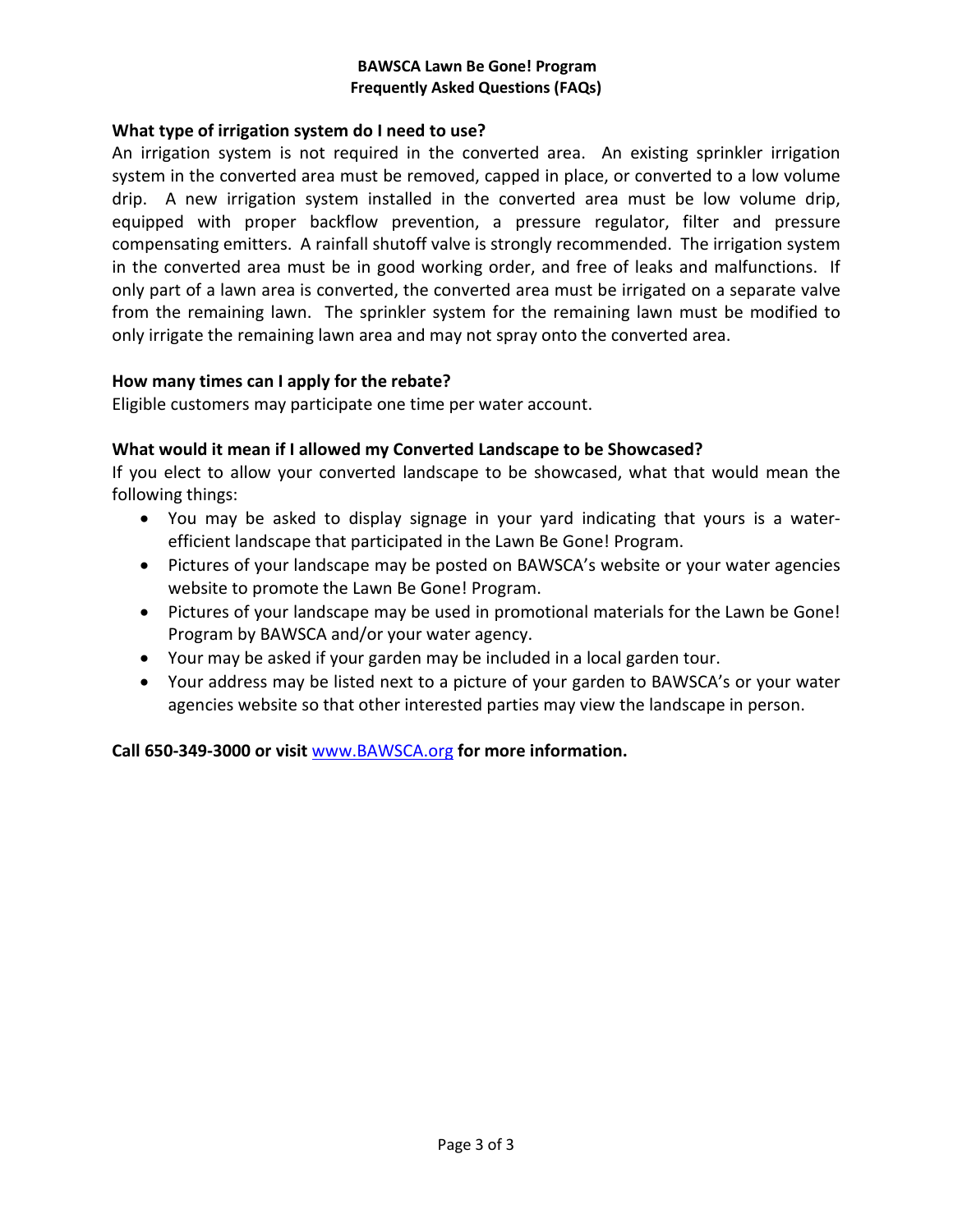**BAWSCA Lawn Be Gone! Program**
**Frequently Asked Questions (FAQs)**

**What type of irrigation system do I need to use?**

An irrigation system is not required in the converted area. An existing sprinkler irrigation system in the converted area must be removed, capped in place, or converted to a low volume drip. A new irrigation system installed in the converted area must be low volume drip, equipped with proper backflow prevention, a pressure regulator, filter and pressure compensating emitters. A rainfall shutoff valve is strongly recommended. The irrigation system in the converted area must be in good working order, and free of leaks and malfunctions. If only part of a lawn area is converted, the converted area must be irrigated on a separate valve from the remaining lawn. The sprinkler system for the remaining lawn must be modified to only irrigate the remaining lawn area and may not spray onto the converted area.

**How many times can I apply for the rebate?**

Eligible customers may participate one time per water account.

**What would it mean if I allowed my Converted Landscape to be Showcased?**

If you elect to allow your converted landscape to be showcased, what that would mean the following things:

- You may be asked to display signage in your yard indicating that yours is a water-efficient landscape that participated in the Lawn Be Gone! Program.
- Pictures of your landscape may be posted on BAWSCA's website or your water agencies website to promote the Lawn Be Gone! Program.
- Pictures of your landscape may be used in promotional materials for the Lawn be Gone! Program by BAWSCA and/or your water agency.
- Your may be asked if your garden may be included in a local garden tour.
- Your address may be listed next to a picture of your garden to BAWSCA's or your water agencies website so that other interested parties may view the landscape in person.

**Call 650-349-3000 or visit** [www.BAWSCA.org](http://www.BAWSCA.org) **for more information.**